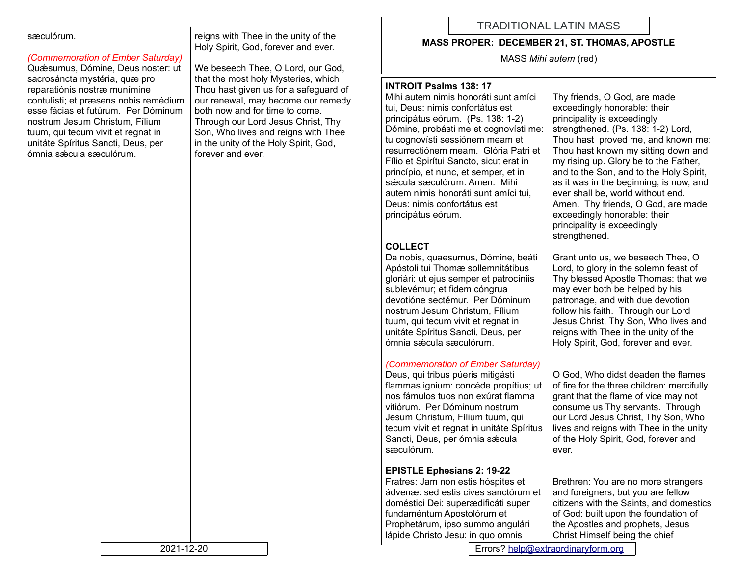sæculórum.

*(Commemoration of Ember Saturday)*
Quǽsumus, Dómine, Deus noster: ut sacrosáncta mystéria, quæ pro reparatiónis nostræ munímine contulísti; et præsens nobis remédium esse fácias et futúrum. Per Dóminum nostrum Jesum Christum, Fílium tuum, qui tecum vivit et regnat in unitáte Spíritus Sancti, Deus, per ómnia sǽcula sæculórum.

reigns with Thee in the unity of the Holy Spirit, God, forever and ever.

We beseech Thee, O Lord, our God, that the most holy Mysteries, which Thou hast given us for a safeguard of our renewal, may become our remedy both now and for time to come. Through our Lord Jesus Christ, Thy Son, Who lives and reigns with Thee in the unity of the Holy Spirit, God, forever and ever.

# TRADITIONAL LATIN MASS

## MASS PROPER: DECEMBER 21, ST. THOMAS, APOSTLE

MASS *Mihi autem* (red)

**INTROIT Psalms 138: 17**
Mihi autem nimis honoráti sunt amíci tui, Deus: nimis confortátus est principátus eórum. (Ps. 138: 1-2) Dómine, probásti me et cognovísti me: tu cognovísti sessiónem meam et resurrectiónem meam. Glória Patri et Fílio et Spirítui Sancto, sicut erat in princípio, et nunc, et semper, et in sǽcula sæculórum. Amen. Mihi autem nimis honoráti sunt amíci tui, Deus: nimis confortátus est principátus eórum.

Thy friends, O God, are made exceedingly honorable: their principality is exceedingly strengthened. (Ps. 138: 1-2) Lord, Thou hast proved me, and known me: Thou hast known my sitting down and my rising up. Glory be to the Father, and to the Son, and to the Holy Spirit, as it was in the beginning, is now, and ever shall be, world without end. Amen. Thy friends, O God, are made exceedingly honorable: their principality is exceedingly strengthened.

**COLLECT**
Da nobis, quaesumus, Dómine, beáti Apóstoli tui Thomæ sollemnitátibus gloriári: ut ejus semper et patrocíniis sublevémur; et fidem cóngrua devotióne sectémur. Per Dóminum nostrum Jesum Christum, Fílium tuum, qui tecum vivit et regnat in unitáte Spíritus Sancti, Deus, per ómnia sǽcula sæculórum.

Grant unto us, we beseech Thee, O Lord, to glory in the solemn feast of Thy blessed Apostle Thomas: that we may ever both be helped by his patronage, and with due devotion follow his faith. Through our Lord Jesus Christ, Thy Son, Who lives and reigns with Thee in the unity of the Holy Spirit, God, forever and ever.

*(Commemoration of Ember Saturday)*
Deus, qui tribus púeris mitigásti flammas ignium: concéde propítius; ut nos fámulos tuos non exúrat flamma vitiórum. Per Dóminum nostrum Jesum Christum, Fílium tuum, qui tecum vivit et regnat in unitáte Spíritus Sancti, Deus, per ómnia sǽcula sæculórum.

O God, Who didst deaden the flames of fire for the three children: mercifully grant that the flame of vice may not consume us Thy servants. Through our Lord Jesus Christ, Thy Son, Who lives and reigns with Thee in the unity of the Holy Spirit, God, forever and ever.

**EPISTLE Ephesians 2: 19-22**
Fratres: Jam non estis hóspites et ádvenæ: sed estis cives sanctórum et doméstici Dei: superædificáti super fundaméntum Apostolórum et Prophetárum, ipso summo angulári lápide Christo Jesu: in quo omnis

Brethren: You are no more strangers and foreigners, but you are fellow citizens with the Saints, and domestics of God: built upon the foundation of the Apostles and prophets, Jesus Christ Himself being the chief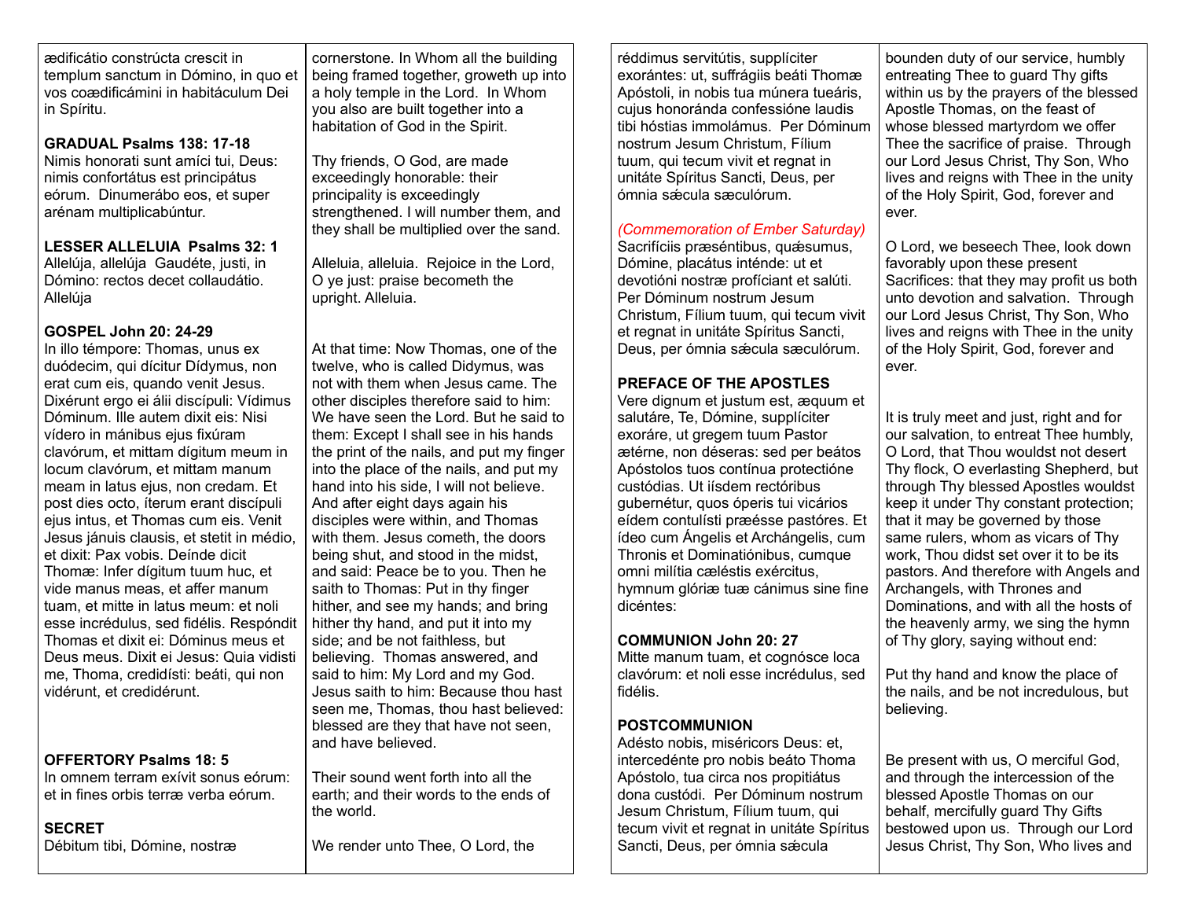ædificátio constrúcta crescit in templum sanctum in Dómino, in quo et vos coædificámini in habitáculum Dei in Spíritu.

cornerstone. In Whom all the building being framed together, groweth up into a holy temple in the Lord. In Whom you also are built together into a habitation of God in the Spirit.

**GRADUAL Psalms 138: 17-18**

Nimis honorati sunt amíci tui, Deus: nimis confortátus est principátus eórum. Dinumerábo eos, et super arénam multiplicabúntur.

Thy friends, O God, are made exceedingly honorable: their principality is exceedingly strengthened. I will number them, and they shall be multiplied over the sand.

**LESSER ALLELUIA Psalms 32: 1**

Allelúja, allelúja Gaudéte, justi, in Dómino: rectos decet collaudátio. Allelúja

Alleluia, alleluia. Rejoice in the Lord, O ye just: praise becometh the upright. Alleluia.

**GOSPEL John 20: 24-29**

In illo témpore: Thomas, unus ex duódecim, qui dícitur Dídymus, non erat cum eis, quando venit Jesus. Dixérunt ergo ei álii discípuli: Vídimus Dóminum. Ille autem dixit eis: Nisi vídero in mánibus ejus fixúram clavórum, et mittam dígitum meum in locum clavórum, et mittam manum meam in latus ejus, non credam. Et post dies octo, íterum erant discípuli ejus intus, et Thomas cum eis. Venit Jesus jánuis clausis, et stetit in médio, et dixit: Pax vobis. Deínde dicit Thomæ: Infer dígitum tuum huc, et vide manus meas, et affer manum tuam, et mitte in latus meum: et noli esse incrédulus, sed fidélis. Respóndit Thomas et dixit ei: Dóminus meus et Deus meus. Dixit ei Jesus: Quia vidisti me, Thoma, credidísti: beáti, qui non vidérunt, et credidérunt.

At that time: Now Thomas, one of the twelve, who is called Didymus, was not with them when Jesus came. The other disciples therefore said to him: We have seen the Lord. But he said to them: Except I shall see in his hands the print of the nails, and put my finger into the place of the nails, and put my hand into his side, I will not believe. And after eight days again his disciples were within, and Thomas with them. Jesus cometh, the doors being shut, and stood in the midst, and said: Peace be to you. Then he saith to Thomas: Put in thy finger hither, and see my hands; and bring hither thy hand, and put it into my side; and be not faithless, but believing. Thomas answered, and said to him: My Lord and my God. Jesus saith to him: Because thou hast seen me, Thomas, thou hast believed: blessed are they that have not seen, and have believed.

**OFFERTORY Psalms 18: 5**

In omnem terram exívit sonus eórum: et in fines orbis terræ verba eórum.

Their sound went forth into all the earth; and their words to the ends of the world.

**SECRET**

Débitum tibi, Dómine, nostræ réddimus servitútis, supplíciter exorántes: ut, suffrágiis beáti Thomæ Apóstoli, in nobis tua múnera tueáris, cujus honoránda confessióne laudis tibi hóstias immolámus. Per Dóminum nostrum Jesum Christum, Fílium tuum, qui tecum vivit et regnat in unitáte Spíritus Sancti, Deus, per ómnia sǽcula sæculórum.

We render unto Thee, O Lord, the bounden duty of our service, humbly entreating Thee to guard Thy gifts within us by the prayers of the blessed Apostle Thomas, on the feast of whose blessed martyrdom we offer Thee the sacrifice of praise. Through our Lord Jesus Christ, Thy Son, Who lives and reigns with Thee in the unity of the Holy Spirit, God, forever and ever.

*(Commemoration of Ember Saturday)*

Sacrifíciis præséntibus, quǽsumus, Dómine, placátus inténde: ut et devotióni nostræ profíciant et salúti. Per Dóminum nostrum Jesum Christum, Fílium tuum, qui tecum vivit et regnat in unitáte Spíritus Sancti, Deus, per ómnia sǽcula sæculórum.

O Lord, we beseech Thee, look down favorably upon these present Sacrifices: that they may profit us both unto devotion and salvation. Through our Lord Jesus Christ, Thy Son, Who lives and reigns with Thee in the unity of the Holy Spirit, God, forever and ever.

**PREFACE OF THE APOSTLES**

Vere dignum et justum est, æquum et salutáre, Te, Dómine, supplíciter exoráre, ut gregem tuum Pastor ætérne, non déseras: sed per beátos Apóstolos tuos contínua protectióne custódias. Ut iísdem rectóribus gubernétur, quos óperis tui vicários eídem contulísti præésse pastóres. Et ídeo cum Ángelis et Archángelis, cum Thronis et Dominatiónibus, cumque omni milítia cæléstis exércitus, hymnum glóriæ tuæ cánimus sine fine dicéntes:

It is truly meet and just, right and for our salvation, to entreat Thee humbly, O Lord, that Thou wouldst not desert Thy flock, O everlasting Shepherd, but through Thy blessed Apostles wouldst keep it under Thy constant protection; that it may be governed by those same rulers, whom as vicars of Thy work, Thou didst set over it to be its pastors. And therefore with Angels and Archangels, with Thrones and Dominations, and with all the hosts of the heavenly army, we sing the hymn of Thy glory, saying without end:

**COMMUNION John 20: 27**

Mitte manum tuam, et cognósce loca clavórum: et noli esse incrédulus, sed fidélis.

Put thy hand and know the place of the nails, and be not incredulous, but believing.

**POSTCOMMUNION**

Adésto nobis, miséricors Deus: et, intercedénte pro nobis beáto Thoma Apóstolo, tua circa nos propitiátus dona custódi. Per Dóminum nostrum Jesum Christum, Fílium tuum, qui tecum vivit et regnat in unitáte Spíritus Sancti, Deus, per ómnia sǽcula

Be present with us, O merciful God, and through the intercession of the blessed Apostle Thomas on our behalf, mercifully guard Thy Gifts bestowed upon us. Through our Lord Jesus Christ, Thy Son, Who lives and